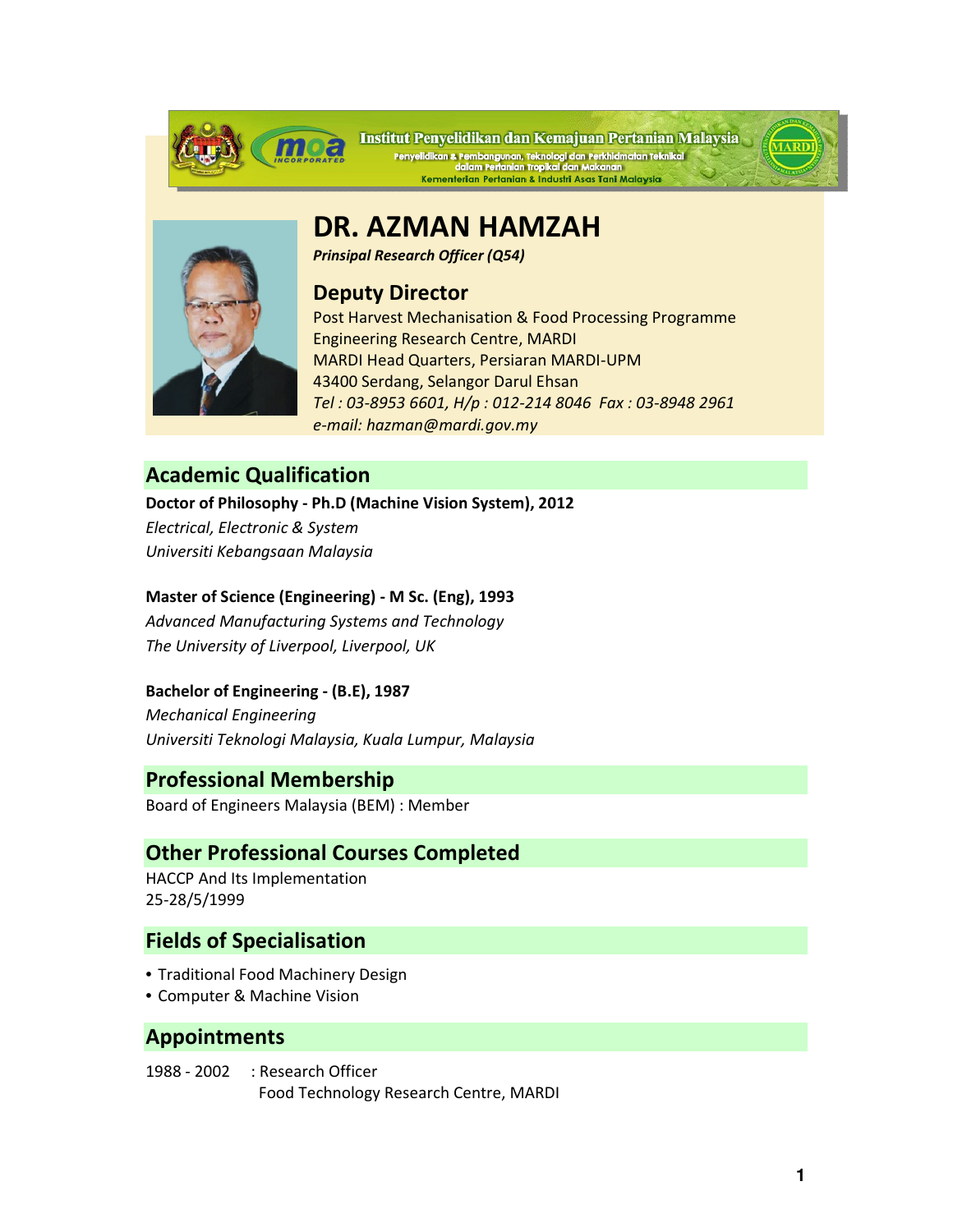Institut Penyelidikan dan Kemajuan Pertanian Malaysia
Penyelidikan & Pembangunan, Teknologi dan Perkhidmatan Teknikal dalam Pertanian Tropikal dan Makanan
Kementerian Pertanian & Industri Asas Tani Malaysia

# DR. AZMAN HAMZAH

***Prinsipal Research Officer (Q54)***

## Deputy Director

Post Harvest Mechanisation & Food Processing Programme
Engineering Research Centre, MARDI
MARDI Head Quarters, Persiaran MARDI-UPM
43400 Serdang, Selangor Darul Ehsan
*Tel : 03-8953 6601, H/p : 012-214 8046  Fax : 03-8948 2961*
*e-mail: hazman@mardi.gov.my*

## Academic Qualification

**Doctor of Philosophy - Ph.D (Machine Vision System), 2012**
*Electrical, Electronic & System*
*Universiti Kebangsaan Malaysia*

**Master of Science (Engineering) - M Sc. (Eng), 1993**
*Advanced Manufacturing Systems and Technology*
*The University of Liverpool, Liverpool, UK*

**Bachelor of Engineering - (B.E), 1987**
*Mechanical Engineering*
*Universiti Teknologi Malaysia, Kuala Lumpur, Malaysia*

## Professional Membership

Board of Engineers Malaysia (BEM) : Member

## Other Professional Courses Completed

HACCP And Its Implementation
25-28/5/1999

## Fields of Specialisation

- Traditional Food Machinery Design
- Computer & Machine Vision

## Appointments

1988 - 2002 : Research Officer
Food Technology Research Centre, MARDI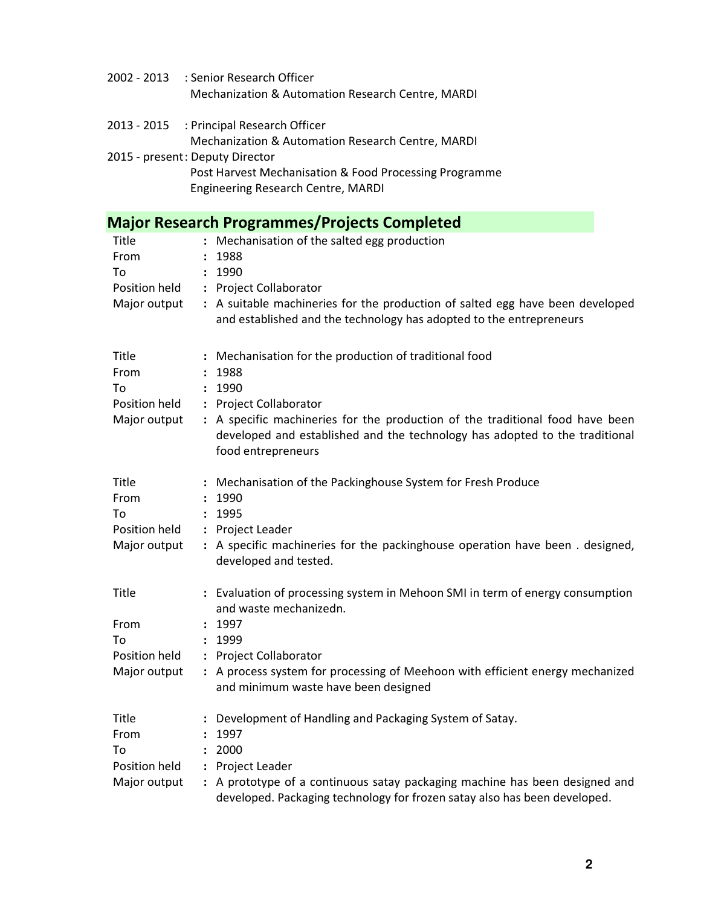2002 - 2013 : Senior Research Officer
Mechanization & Automation Research Centre, MARDI

2013 - 2015 : Principal Research Officer
Mechanization & Automation Research Centre, MARDI

2015 - present : Deputy Director
Post Harvest Mechanisation & Food Processing Programme
Engineering Research Centre, MARDI

## Major Research Programmes/Projects Completed

| | | |
|---|---|---|
| Title | : | Mechanisation of the salted egg production |
| From | : | 1988 |
| To | : | 1990 |
| Position held | : | Project Collaborator |
| Major output | : | A suitable machineries for the production of salted egg have been developed and established and the technology has adopted to the entrepreneurs |

| | | |
|---|---|---|
| Title | : | Mechanisation for the production of traditional food |
| From | : | 1988 |
| To | : | 1990 |
| Position held | : | Project Collaborator |
| Major output | : | A specific machineries for the production of the traditional food have been developed and established and the technology has adopted to the traditional food entrepreneurs |

| | | |
|---|---|---|
| Title | : | Mechanisation of the Packinghouse System for Fresh Produce |
| From | : | 1990 |
| To | : | 1995 |
| Position held | : | Project Leader |
| Major output | : | A specific machineries for the packinghouse operation have been . designed, developed and tested. |

| | | |
|---|---|---|
| Title | : | Evaluation of processing system in Mehoon SMI in term of energy consumption and waste mechanizedn. |
| From | : | 1997 |
| To | : | 1999 |
| Position held | : | Project Collaborator |
| Major output | : | A process system for processing of Meehoon with efficient energy mechanized and minimum waste have been designed |

| | | |
|---|---|---|
| Title | : | Development of Handling and Packaging System of Satay. |
| From | : | 1997 |
| To | : | 2000 |
| Position held | : | Project Leader |
| Major output | : | A prototype of a continuous satay packaging machine has been designed and developed. Packaging technology for frozen satay also has been developed. |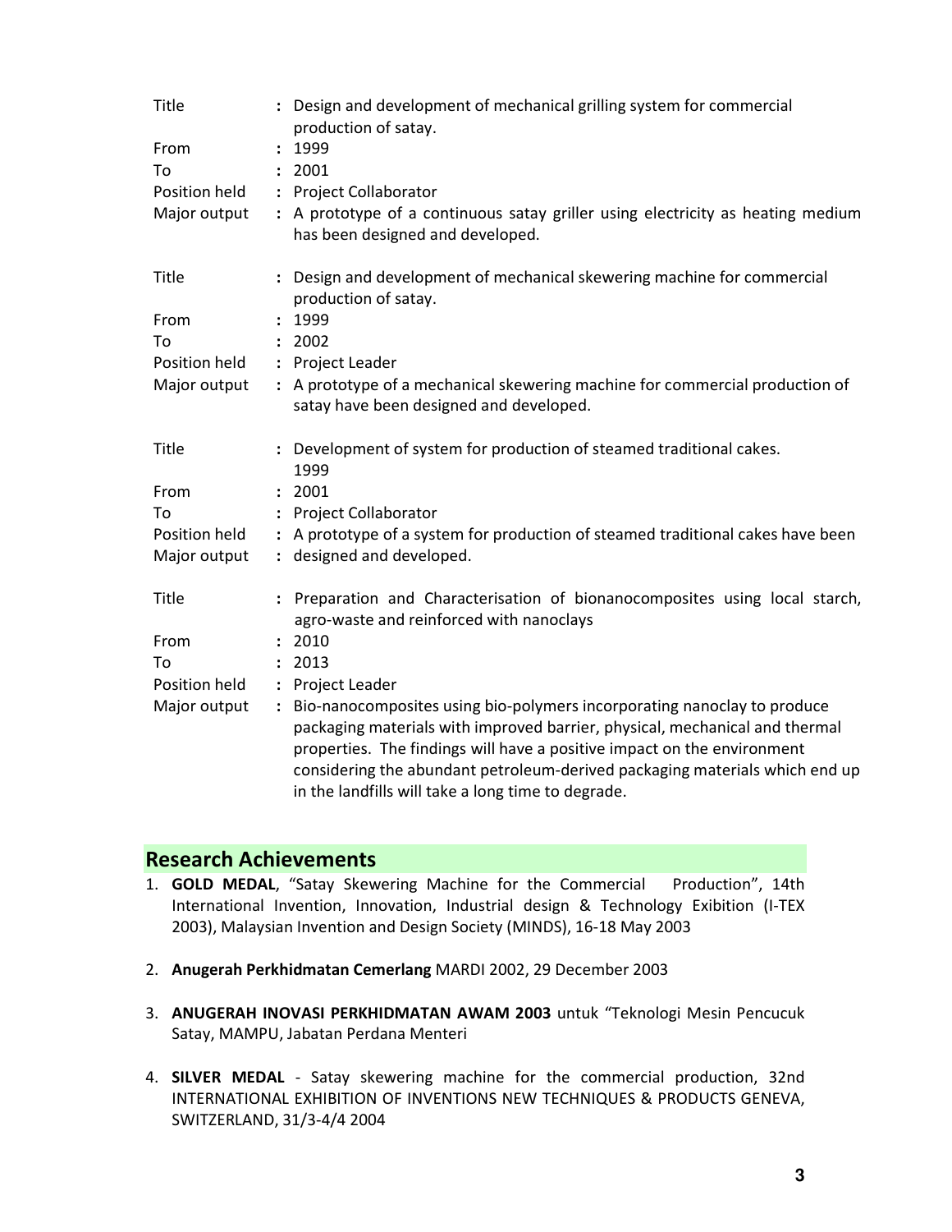| | | |
|---|---|---|
| Title | : | Design and development of mechanical grilling system for commercial production of satay. |
| From | : | 1999 |
| To | : | 2001 |
| Position held | : | Project Collaborator |
| Major output | : | A prototype of a continuous satay griller using electricity as heating medium has been designed and developed. |

| | | |
|---|---|---|
| Title | : | Design and development of mechanical skewering machine for commercial production of satay. |
| From | : | 1999 |
| To | : | 2002 |
| Position held | : | Project Leader |
| Major output | : | A prototype of a mechanical skewering machine for commercial production of satay have been designed and developed. |

| | | |
|---|---|---|
| Title | : | Development of system for production of steamed traditional cakes. 1999 |
| From | : | 2001 |
| To | : | Project Collaborator |
| Position held | : | A prototype of a system for production of steamed traditional cakes have been |
| Major output | : | designed and developed. |

| | | |
|---|---|---|
| Title | : | Preparation and Characterisation of bionanocomposites using local starch, agro-waste and reinforced with nanoclays |
| From | : | 2010 |
| To | : | 2013 |
| Position held | : | Project Leader |
| Major output | : | Bio-nanocomposites using bio-polymers incorporating nanoclay to produce packaging materials with improved barrier, physical, mechanical and thermal properties. The findings will have a positive impact on the environment considering the abundant petroleum-derived packaging materials which end up in the landfills will take a long time to degrade. |

## Research Achievements

1. **GOLD MEDAL**, "Satay Skewering Machine for the Commercial Production", 14th International Invention, Innovation, Industrial design & Technology Exibition (I-TEX 2003), Malaysian Invention and Design Society (MINDS), 16-18 May 2003

2. **Anugerah Perkhidmatan Cemerlang** MARDI 2002, 29 December 2003

3. **ANUGERAH INOVASI PERKHIDMATAN AWAM 2003** untuk "Teknologi Mesin Pencucuk Satay, MAMPU, Jabatan Perdana Menteri

4. **SILVER MEDAL** - Satay skewering machine for the commercial production, 32nd INTERNATIONAL EXHIBITION OF INVENTIONS NEW TECHNIQUES & PRODUCTS GENEVA, SWITZERLAND, 31/3-4/4 2004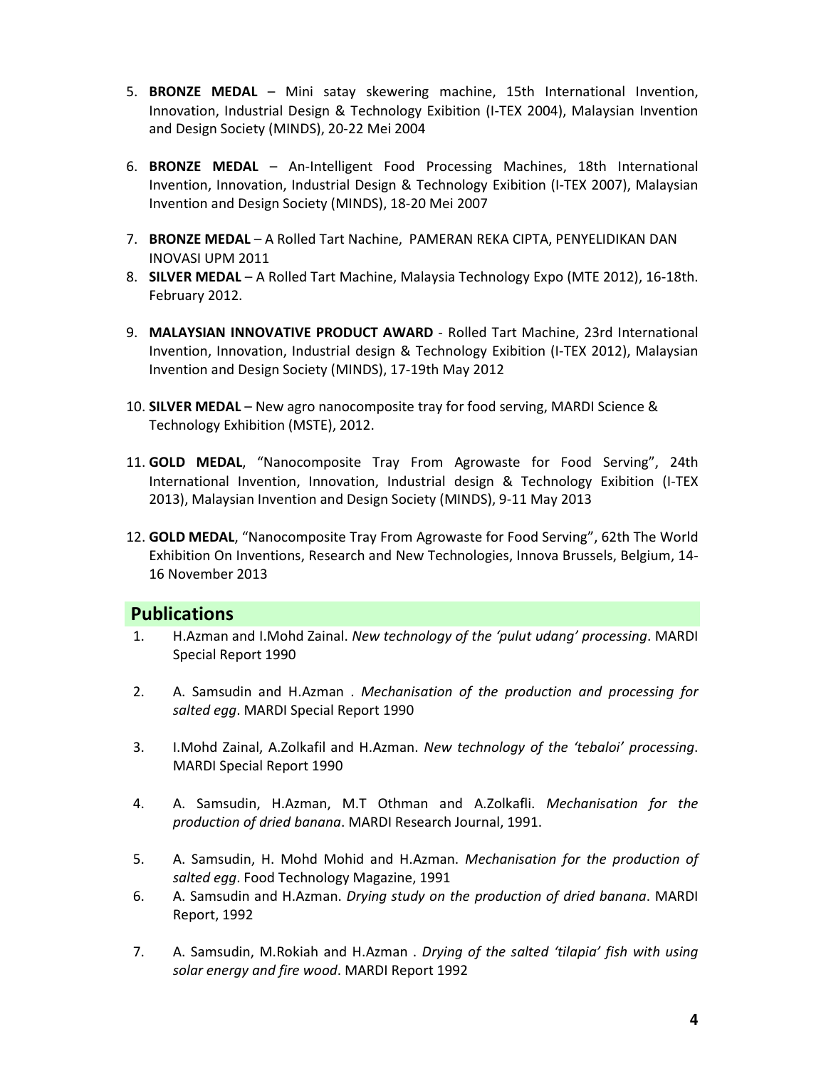5. **BRONZE MEDAL** – Mini satay skewering machine, 15th International Invention, Innovation, Industrial Design & Technology Exibition (I-TEX 2004), Malaysian Invention and Design Society (MINDS), 20-22 Mei 2004

6. **BRONZE MEDAL** – An-Intelligent Food Processing Machines, 18th International Invention, Innovation, Industrial Design & Technology Exibition (I-TEX 2007), Malaysian Invention and Design Society (MINDS), 18-20 Mei 2007

7. **BRONZE MEDAL** – A Rolled Tart Nachine, PAMERAN REKA CIPTA, PENYELIDIKAN DAN INOVASI UPM 2011
8. **SILVER MEDAL** – A Rolled Tart Machine, Malaysia Technology Expo (MTE 2012), 16-18th. February 2012.

9. **MALAYSIAN INNOVATIVE PRODUCT AWARD** - Rolled Tart Machine, 23rd International Invention, Innovation, Industrial design & Technology Exibition (I-TEX 2012), Malaysian Invention and Design Society (MINDS), 17-19th May 2012

10. **SILVER MEDAL** – New agro nanocomposite tray for food serving, MARDI Science & Technology Exhibition (MSTE), 2012.

11. **GOLD MEDAL**, "Nanocomposite Tray From Agrowaste for Food Serving", 24th International Invention, Innovation, Industrial design & Technology Exibition (I-TEX 2013), Malaysian Invention and Design Society (MINDS), 9-11 May 2013

12. **GOLD MEDAL**, "Nanocomposite Tray From Agrowaste for Food Serving", 62th The World Exhibition On Inventions, Research and New Technologies, Innova Brussels, Belgium, 14-16 November 2013

## Publications

1. H.Azman and I.Mohd Zainal. *New technology of the 'pulut udang' processing*. MARDI Special Report 1990

2. A. Samsudin and H.Azman . *Mechanisation of the production and processing for salted egg*. MARDI Special Report 1990

3. I.Mohd Zainal, A.Zolkafil and H.Azman. *New technology of the 'tebaloi' processing*. MARDI Special Report 1990

4. A. Samsudin, H.Azman, M.T Othman and A.Zolkafli. *Mechanisation for the production of dried banana*. MARDI Research Journal, 1991.

5. A. Samsudin, H. Mohd Mohid and H.Azman. *Mechanisation for the production of salted egg*. Food Technology Magazine, 1991
6. A. Samsudin and H.Azman. *Drying study on the production of dried banana*. MARDI Report, 1992

7. A. Samsudin, M.Rokiah and H.Azman . *Drying of the salted 'tilapia' fish with using solar energy and fire wood*. MARDI Report 1992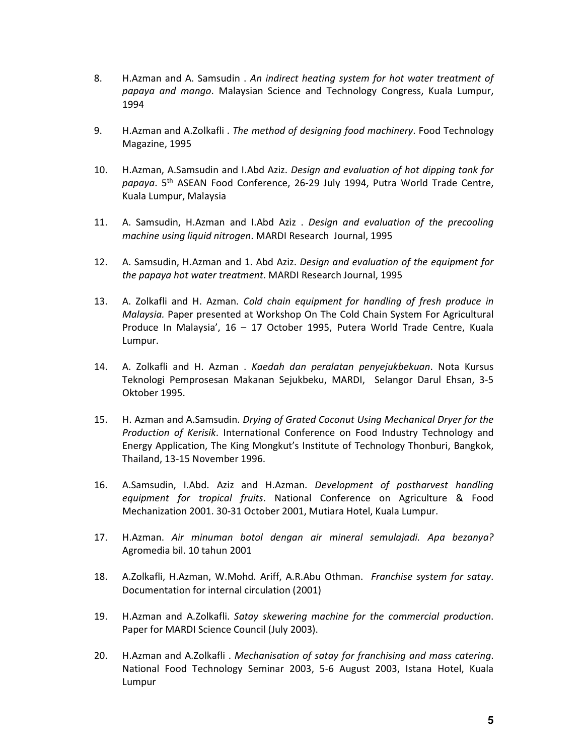8. H.Azman and A. Samsudin . *An indirect heating system for hot water treatment of papaya and mango*. Malaysian Science and Technology Congress, Kuala Lumpur, 1994

9. H.Azman and A.Zolkafli . *The method of designing food machinery*. Food Technology Magazine, 1995

10. H.Azman, A.Samsudin and I.Abd Aziz. *Design and evaluation of hot dipping tank for papaya*. 5th ASEAN Food Conference, 26-29 July 1994, Putra World Trade Centre, Kuala Lumpur, Malaysia

11. A. Samsudin, H.Azman and I.Abd Aziz . *Design and evaluation of the precooling machine using liquid nitrogen*. MARDI Research Journal, 1995

12. A. Samsudin, H.Azman and 1. Abd Aziz. *Design and evaluation of the equipment for the papaya hot water treatment*. MARDI Research Journal, 1995

13. A. Zolkafli and H. Azman. *Cold chain equipment for handling of fresh produce in Malaysia.* Paper presented at Workshop On The Cold Chain System For Agricultural Produce In Malaysia', 16 – 17 October 1995, Putera World Trade Centre, Kuala Lumpur.

14. A. Zolkafli and H. Azman . *Kaedah dan peralatan penyejukbekuan*. Nota Kursus Teknologi Pemprosesan Makanan Sejukbeku, MARDI, Selangor Darul Ehsan, 3-5 Oktober 1995.

15. H. Azman and A.Samsudin. *Drying of Grated Coconut Using Mechanical Dryer for the Production of Kerisik*. International Conference on Food Industry Technology and Energy Application, The King Mongkut's Institute of Technology Thonburi, Bangkok, Thailand, 13-15 November 1996.

16. A.Samsudin, I.Abd. Aziz and H.Azman. *Development of postharvest handling equipment for tropical fruits*. National Conference on Agriculture & Food Mechanization 2001. 30-31 October 2001, Mutiara Hotel, Kuala Lumpur.

17. H.Azman. *Air minuman botol dengan air mineral semulajadi. Apa bezanya?* Agromedia bil. 10 tahun 2001

18. A.Zolkafli, H.Azman, W.Mohd. Ariff, A.R.Abu Othman. *Franchise system for satay*. Documentation for internal circulation (2001)

19. H.Azman and A.Zolkafli. *Satay skewering machine for the commercial production*. Paper for MARDI Science Council (July 2003).

20. H.Azman and A.Zolkafli . *Mechanisation of satay for franchising and mass catering*. National Food Technology Seminar 2003, 5-6 August 2003, Istana Hotel, Kuala Lumpur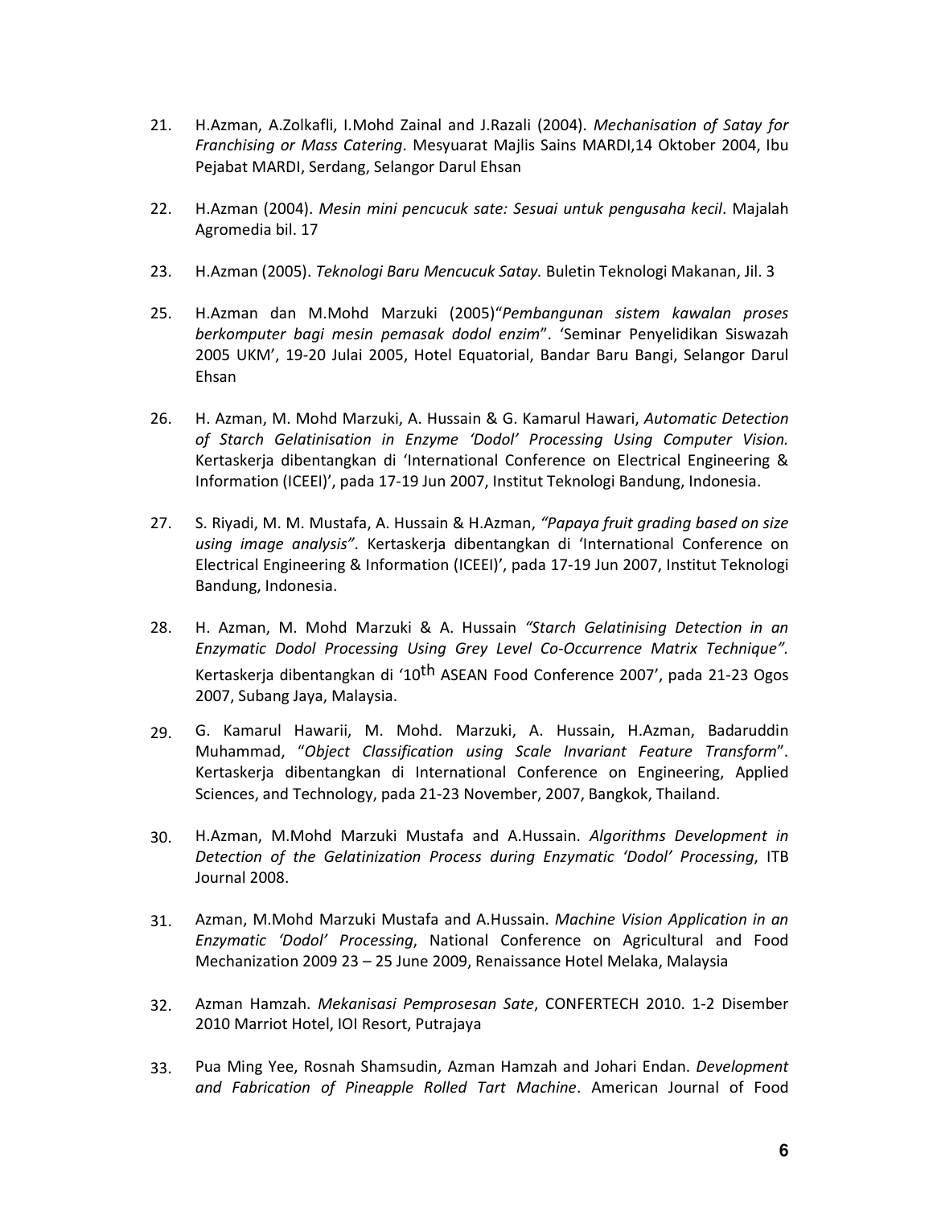21. H.Azman, A.Zolkafli, I.Mohd Zainal and J.Razali (2004). *Mechanisation of Satay for Franchising or Mass Catering*. Mesyuarat Majlis Sains MARDI,14 Oktober 2004, Ibu Pejabat MARDI, Serdang, Selangor Darul Ehsan

22. H.Azman (2004). *Mesin mini pencucuk sate: Sesuai untuk pengusaha kecil*. Majalah Agromedia bil. 17

23. H.Azman (2005). *Teknologi Baru Mencucuk Satay.* Buletin Teknologi Makanan, Jil. 3

25. H.Azman dan M.Mohd Marzuki (2005)"*Pembangunan sistem kawalan proses berkomputer bagi mesin pemasak dodol enzim*". 'Seminar Penyelidikan Siswazah 2005 UKM', 19-20 Julai 2005, Hotel Equatorial, Bandar Baru Bangi, Selangor Darul Ehsan

26. H. Azman, M. Mohd Marzuki, A. Hussain & G. Kamarul Hawari, *Automatic Detection of Starch Gelatinisation in Enzyme 'Dodol' Processing Using Computer Vision.* Kertaskerja dibentangkan di 'International Conference on Electrical Engineering & Information (ICEEI)', pada 17-19 Jun 2007, Institut Teknologi Bandung, Indonesia.

27. S. Riyadi, M. M. Mustafa, A. Hussain & H.Azman, *"Papaya fruit grading based on size using image analysis"*. Kertaskerja dibentangkan di 'International Conference on Electrical Engineering & Information (ICEEI)', pada 17-19 Jun 2007, Institut Teknologi Bandung, Indonesia.

28. H. Azman, M. Mohd Marzuki & A. Hussain *"Starch Gelatinising Detection in an Enzymatic Dodol Processing Using Grey Level Co-Occurrence Matrix Technique".* Kertaskerja dibentangkan di '10th ASEAN Food Conference 2007', pada 21-23 Ogos 2007, Subang Jaya, Malaysia.

29. G. Kamarul Hawarii, M. Mohd. Marzuki, A. Hussain, H.Azman, Badaruddin Muhammad, "*Object Classification using Scale Invariant Feature Transform*". Kertaskerja dibentangkan di International Conference on Engineering, Applied Sciences, and Technology, pada 21-23 November, 2007, Bangkok, Thailand.

30. H.Azman, M.Mohd Marzuki Mustafa and A.Hussain. *Algorithms Development in Detection of the Gelatinization Process during Enzymatic 'Dodol' Processing*, ITB Journal 2008.

31. Azman, M.Mohd Marzuki Mustafa and A.Hussain. *Machine Vision Application in an Enzymatic 'Dodol' Processing*, National Conference on Agricultural and Food Mechanization 2009 23 – 25 June 2009, Renaissance Hotel Melaka, Malaysia

32. Azman Hamzah. *Mekanisasi Pemprosesan Sate*, CONFERTECH 2010. 1-2 Disember 2010 Marriot Hotel, IOI Resort, Putrajaya

33. Pua Ming Yee, Rosnah Shamsudin, Azman Hamzah and Johari Endan. *Development and Fabrication of Pineapple Rolled Tart Machine*. American Journal of Food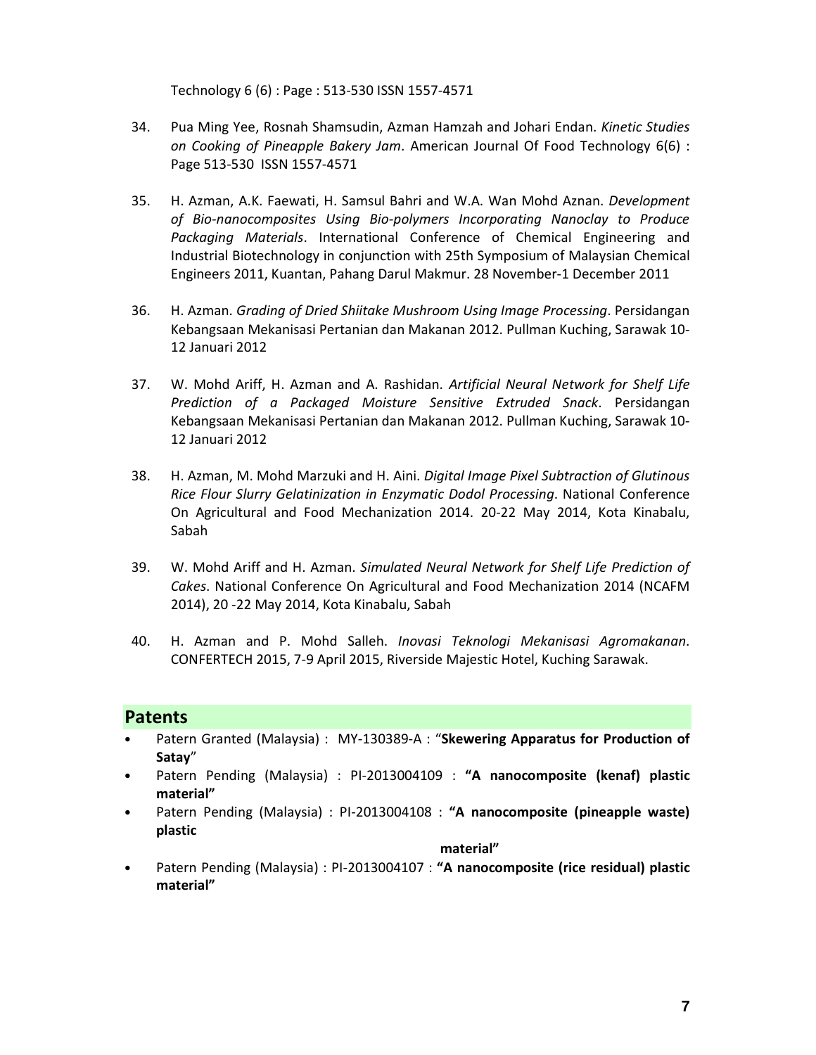Technology 6 (6) : Page : 513-530 ISSN 1557-4571

34. Pua Ming Yee, Rosnah Shamsudin, Azman Hamzah and Johari Endan. *Kinetic Studies on Cooking of Pineapple Bakery Jam*. American Journal Of Food Technology 6(6) : Page 513-530 ISSN 1557-4571

35. H. Azman, A.K. Faewati, H. Samsul Bahri and W.A. Wan Mohd Aznan. *Development of Bio-nanocomposites Using Bio-polymers Incorporating Nanoclay to Produce Packaging Materials*. International Conference of Chemical Engineering and Industrial Biotechnology in conjunction with 25th Symposium of Malaysian Chemical Engineers 2011, Kuantan, Pahang Darul Makmur. 28 November-1 December 2011

36. H. Azman. *Grading of Dried Shiitake Mushroom Using Image Processing*. Persidangan Kebangsaan Mekanisasi Pertanian dan Makanan 2012. Pullman Kuching, Sarawak 10-12 Januari 2012

37. W. Mohd Ariff, H. Azman and A. Rashidan. *Artificial Neural Network for Shelf Life Prediction of a Packaged Moisture Sensitive Extruded Snack*. Persidangan Kebangsaan Mekanisasi Pertanian dan Makanan 2012. Pullman Kuching, Sarawak 10-12 Januari 2012

38. H. Azman, M. Mohd Marzuki and H. Aini. *Digital Image Pixel Subtraction of Glutinous Rice Flour Slurry Gelatinization in Enzymatic Dodol Processing*. National Conference On Agricultural and Food Mechanization 2014. 20-22 May 2014, Kota Kinabalu, Sabah

39. W. Mohd Ariff and H. Azman. *Simulated Neural Network for Shelf Life Prediction of Cakes*. National Conference On Agricultural and Food Mechanization 2014 (NCAFM 2014), 20 -22 May 2014, Kota Kinabalu, Sabah

40. H. Azman and P. Mohd Salleh. *Inovasi Teknologi Mekanisasi Agromakanan*. CONFERTECH 2015, 7-9 April 2015, Riverside Majestic Hotel, Kuching Sarawak.

## Patents

- Patern Granted (Malaysia) : MY-130389-A : "**Skewering Apparatus for Production of Satay**"
- Patern Pending (Malaysia) : PI-2013004109 : **"A nanocomposite (kenaf) plastic material"**
- Patern Pending (Malaysia) : PI-2013004108 : **"A nanocomposite (pineapple waste) plastic material"**
- Patern Pending (Malaysia) : PI-2013004107 : **"A nanocomposite (rice residual) plastic material"**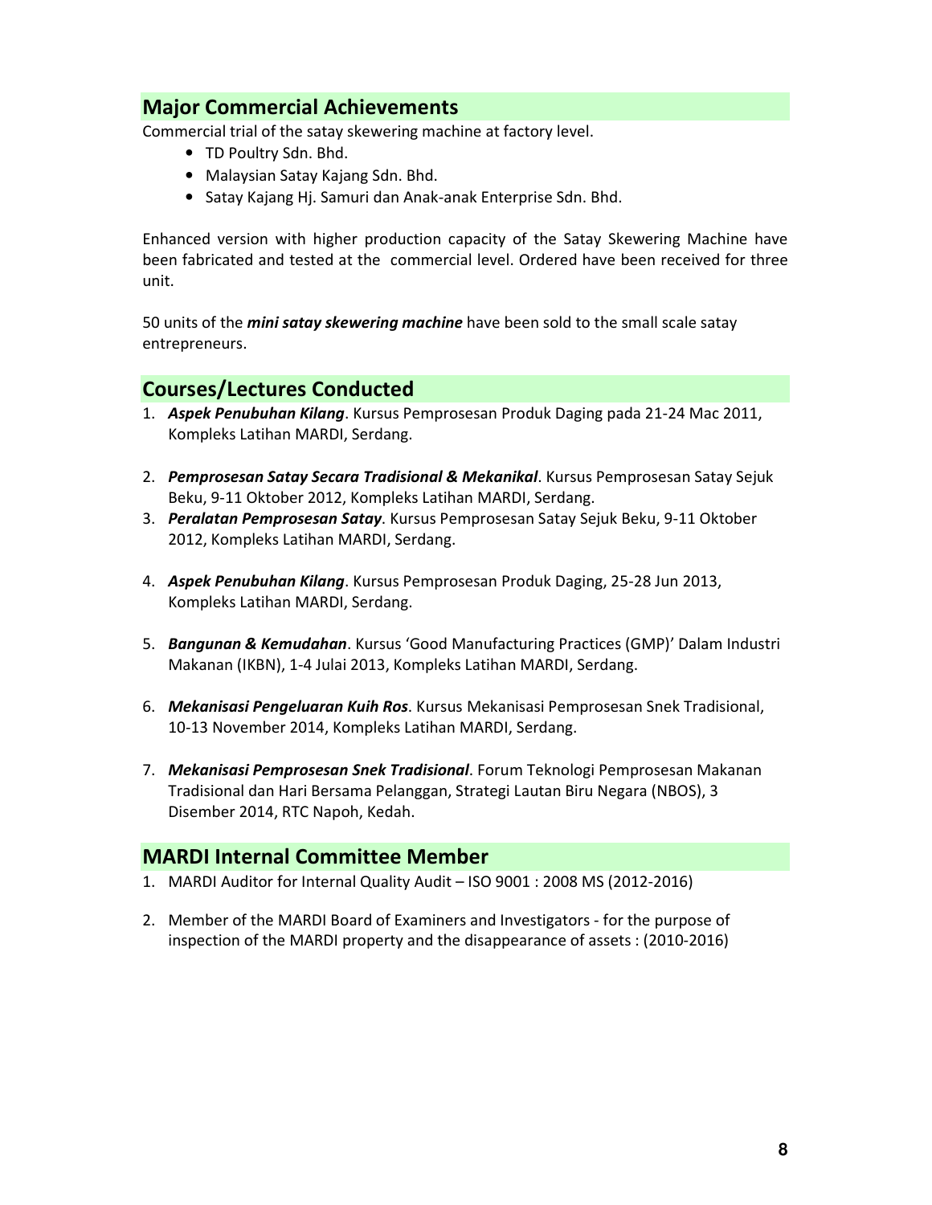## Major Commercial Achievements

Commercial trial of the satay skewering machine at factory level.

- TD Poultry Sdn. Bhd.
- Malaysian Satay Kajang Sdn. Bhd.
- Satay Kajang Hj. Samuri dan Anak-anak Enterprise Sdn. Bhd.

Enhanced version with higher production capacity of the Satay Skewering Machine have been fabricated and tested at the commercial level. Ordered have been received for three unit.

50 units of the ***mini satay skewering machine*** have been sold to the small scale satay entrepreneurs.

## Courses/Lectures Conducted

1. ***Aspek Penubuhan Kilang***. Kursus Pemprosesan Produk Daging pada 21-24 Mac 2011, Kompleks Latihan MARDI, Serdang.
2. ***Pemprosesan Satay Secara Tradisional & Mekanikal***. Kursus Pemprosesan Satay Sejuk Beku, 9-11 Oktober 2012, Kompleks Latihan MARDI, Serdang.
3. ***Peralatan Pemprosesan Satay***. Kursus Pemprosesan Satay Sejuk Beku, 9-11 Oktober 2012, Kompleks Latihan MARDI, Serdang.
4. ***Aspek Penubuhan Kilang***. Kursus Pemprosesan Produk Daging, 25-28 Jun 2013, Kompleks Latihan MARDI, Serdang.
5. ***Bangunan & Kemudahan***. Kursus 'Good Manufacturing Practices (GMP)' Dalam Industri Makanan (IKBN), 1-4 Julai 2013, Kompleks Latihan MARDI, Serdang.
6. ***Mekanisasi Pengeluaran Kuih Ros***. Kursus Mekanisasi Pemprosesan Snek Tradisional, 10-13 November 2014, Kompleks Latihan MARDI, Serdang.
7. ***Mekanisasi Pemprosesan Snek Tradisional***. Forum Teknologi Pemprosesan Makanan Tradisional dan Hari Bersama Pelanggan, Strategi Lautan Biru Negara (NBOS), 3 Disember 2014, RTC Napoh, Kedah.

## MARDI Internal Committee Member

1. MARDI Auditor for Internal Quality Audit – ISO 9001 : 2008 MS (2012-2016)
2. Member of the MARDI Board of Examiners and Investigators - for the purpose of inspection of the MARDI property and the disappearance of assets : (2010-2016)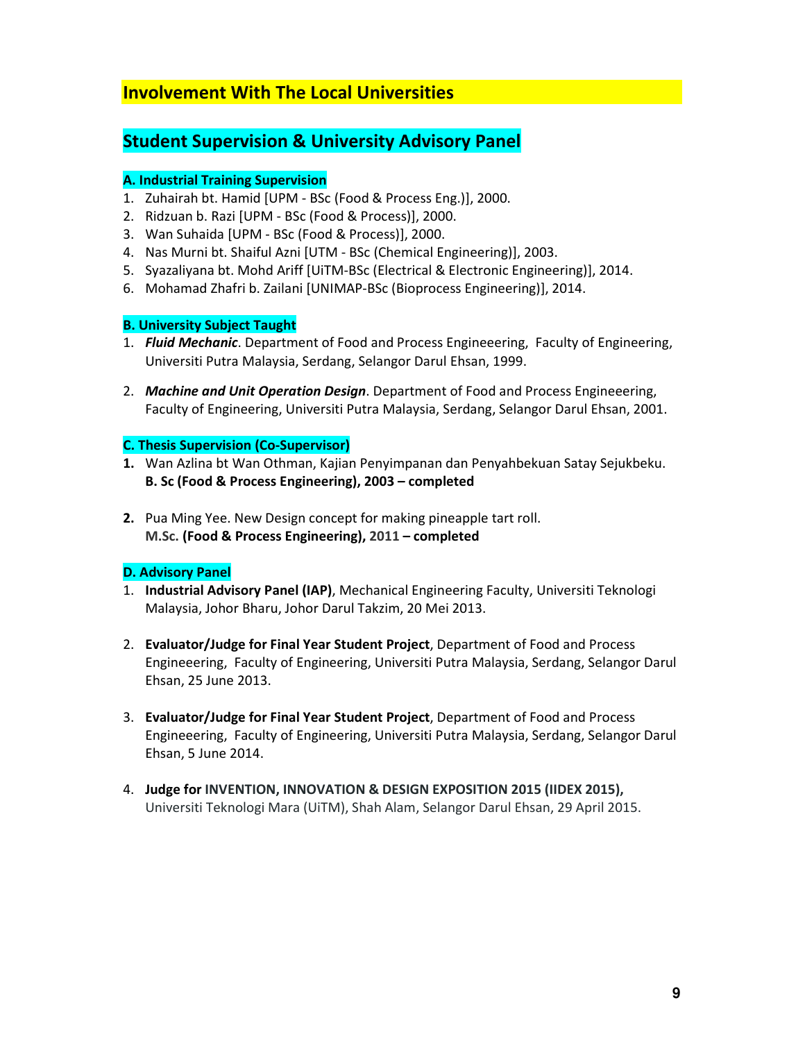## Involvement With The Local Universities

## Student Supervision & University Advisory Panel

### A. Industrial Training Supervision

1. Zuhairah bt. Hamid [UPM - BSc (Food & Process Eng.)], 2000.
2. Ridzuan b. Razi [UPM - BSc (Food & Process)], 2000.
3. Wan Suhaida [UPM - BSc (Food & Process)], 2000.
4. Nas Murni bt. Shaiful Azni [UTM - BSc (Chemical Engineering)], 2003.
5. Syazaliyana bt. Mohd Ariff [UiTM-BSc (Electrical & Electronic Engineering)], 2014.
6. Mohamad Zhafri b. Zailani [UNIMAP-BSc (Bioprocess Engineering)], 2014.

### B. University Subject Taught

1. ***Fluid Mechanic***. Department of Food and Process Engineeering, Faculty of Engineering, Universiti Putra Malaysia, Serdang, Selangor Darul Ehsan, 1999.

2. ***Machine and Unit Operation Design***. Department of Food and Process Engineeering, Faculty of Engineering, Universiti Putra Malaysia, Serdang, Selangor Darul Ehsan, 2001.

### C. Thesis Supervision (Co-Supervisor)

1. Wan Azlina bt Wan Othman, Kajian Penyimpanan dan Penyahbekuan Satay Sejukbeku. **B. Sc (Food & Process Engineering), 2003 – completed**

2. Pua Ming Yee. New Design concept for making pineapple tart roll. **M.Sc. (Food & Process Engineering), 2011 – completed**

### D. Advisory Panel

1. **Industrial Advisory Panel (IAP)**, Mechanical Engineering Faculty, Universiti Teknologi Malaysia, Johor Bharu, Johor Darul Takzim, 20 Mei 2013.

2. **Evaluator/Judge for Final Year Student Project**, Department of Food and Process Engineeering, Faculty of Engineering, Universiti Putra Malaysia, Serdang, Selangor Darul Ehsan, 25 June 2013.

3. **Evaluator/Judge for Final Year Student Project**, Department of Food and Process Engineeering, Faculty of Engineering, Universiti Putra Malaysia, Serdang, Selangor Darul Ehsan, 5 June 2014.

4. **Judge for INVENTION, INNOVATION & DESIGN EXPOSITION 2015 (IIDEX 2015),** Universiti Teknologi Mara (UiTM), Shah Alam, Selangor Darul Ehsan, 29 April 2015.